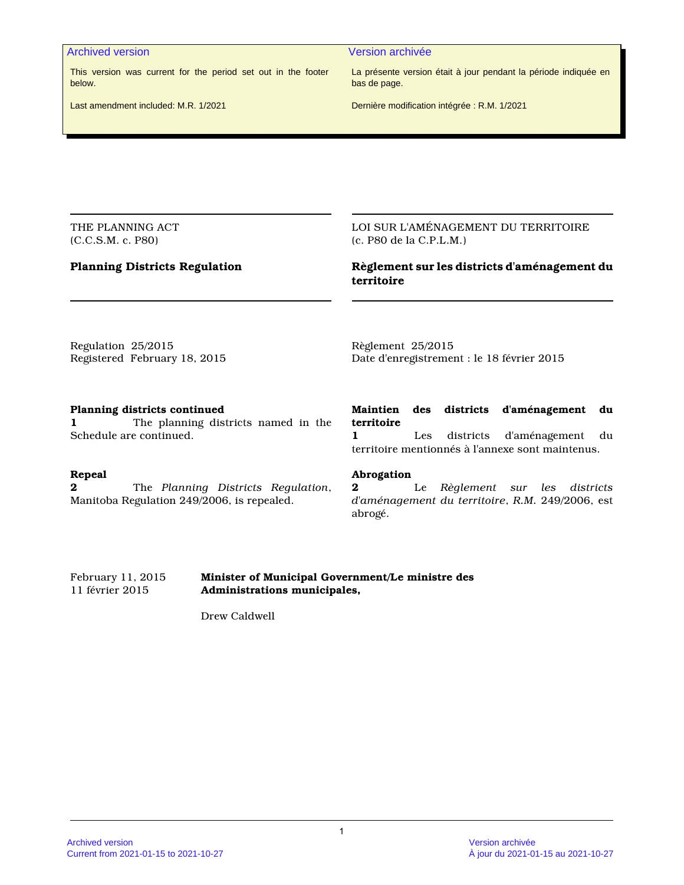**Archived version**

This version was current for the period set out in the footer below.

Last amendment included: M.R. 1/2021

**Version archivée**

La présente version était à jour pendant la période indiquée en bas de page.

Dernière modification intégrée : R.M. 1/2021

THE PLANNING ACT
(C.C.S.M. c. P80)

# Planning Districts Regulation

Regulation 25/2015
Registered February 18, 2015

**Planning districts continued**
**1** The planning districts named in the Schedule are continued.

**Repeal**
**2** The *Planning Districts Regulation*, Manitoba Regulation 249/2006, is repealed.

LOI SUR L'AMÉNAGEMENT DU TERRITOIRE
(c. P80 de la C.P.L.M.)

# Règlement sur les districts d'aménagement du territoire

Règlement 25/2015
Date d'enregistrement : le 18 février 2015

**Maintien des districts d'aménagement du territoire**
**1** Les districts d'aménagement du territoire mentionnés à l'annexe sont maintenus.

**Abrogation**
**2** Le *Règlement sur les districts d'aménagement du territoire*, *R.M.* 249/2006, est abrogé.

February 11, 2015
11 février 2015

**Minister of Municipal Government/Le ministre des Administrations municipales,**

Drew Caldwell

Archived version
Current from 2021-01-15 to 2021-10-27

Version archivée
À jour du 2021-01-15 au 2021-10-27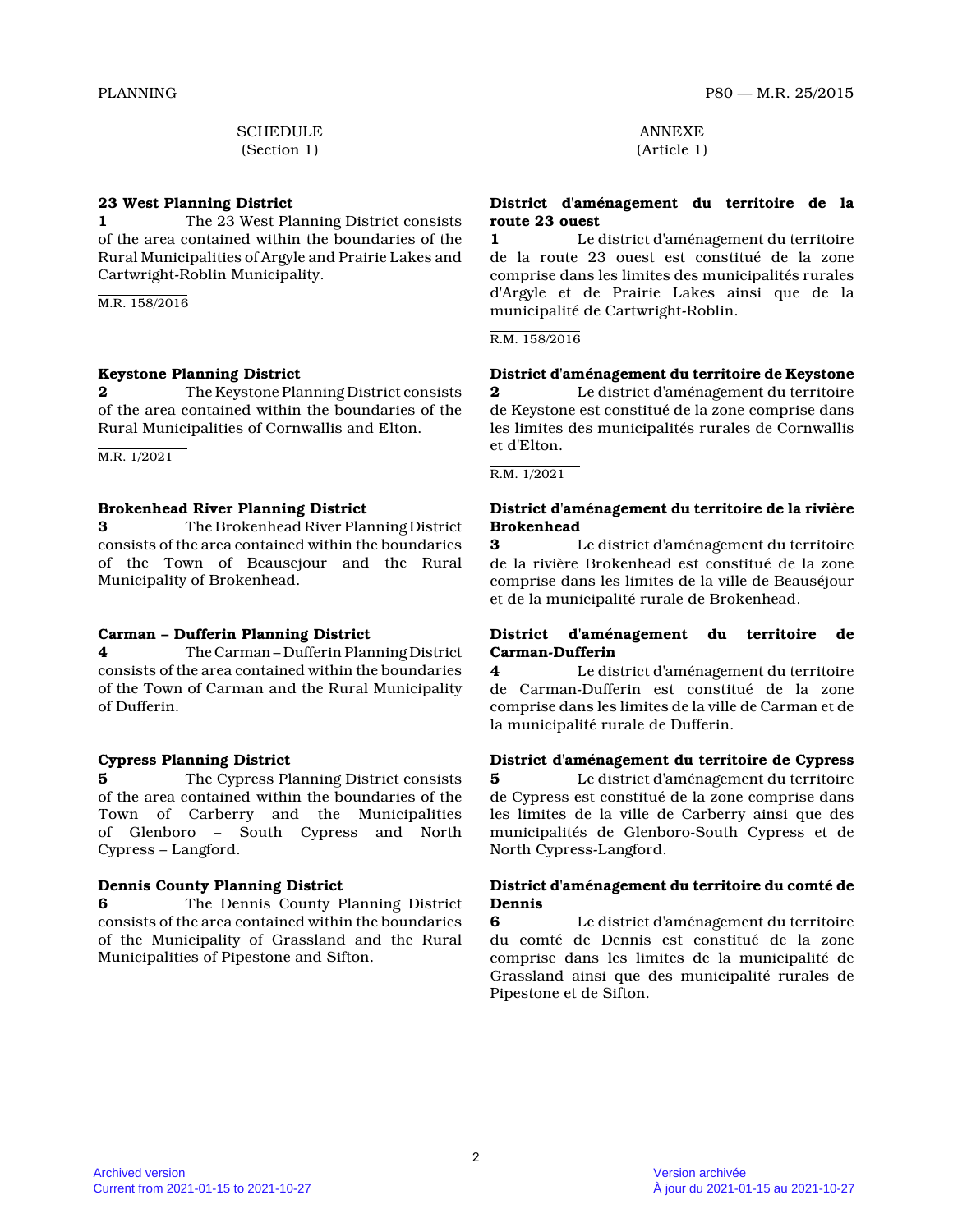SCHEDULE
(Section 1)

**23 West Planning District**

**1** The 23 West Planning District consists of the area contained within the boundaries of the Rural Municipalities of Argyle and Prairie Lakes and Cartwright-Roblin Municipality.

M.R. 158/2016

**Keystone Planning District**

**2** The Keystone Planning District consists of the area contained within the boundaries of the Rural Municipalities of Cornwallis and Elton.

M.R. 1/2021

**Brokenhead River Planning District**

**3** The Brokenhead River Planning District consists of the area contained within the boundaries of the Town of Beausejour and the Rural Municipality of Brokenhead.

**Carman – Dufferin Planning District**

**4** The Carman – Dufferin Planning District consists of the area contained within the boundaries of the Town of Carman and the Rural Municipality of Dufferin.

**Cypress Planning District**

**5** The Cypress Planning District consists of the area contained within the boundaries of the Town of Carberry and the Municipalities of Glenboro – South Cypress and North Cypress – Langford.

**Dennis County Planning District**

**6** The Dennis County Planning District consists of the area contained within the boundaries of the Municipality of Grassland and the Rural Municipalities of Pipestone and Sifton.

ANNEXE
(Article 1)

**District d'aménagement du territoire de la route 23 ouest**

**1** Le district d'aménagement du territoire de la route 23 ouest est constitué de la zone comprise dans les limites des municipalités rurales d'Argyle et de Prairie Lakes ainsi que de la municipalité de Cartwright-Roblin.

R.M. 158/2016

**District d'aménagement du territoire de Keystone**

**2** Le district d'aménagement du territoire de Keystone est constitué de la zone comprise dans les limites des municipalités rurales de Cornwallis et d'Elton.

R.M. 1/2021

**District d'aménagement du territoire de la rivière Brokenhead**

**3** Le district d'aménagement du territoire de la rivière Brokenhead est constitué de la zone comprise dans les limites de la ville de Beauséjour et de la municipalité rurale de Brokenhead.

**District d'aménagement du territoire de Carman-Dufferin**

**4** Le district d'aménagement du territoire de Carman-Dufferin est constitué de la zone comprise dans les limites de la ville de Carman et de la municipalité rurale de Dufferin.

**District d'aménagement du territoire de Cypress**

**5** Le district d'aménagement du territoire de Cypress est constitué de la zone comprise dans les limites de la ville de Carberry ainsi que des municipalités de Glenboro-South Cypress et de North Cypress-Langford.

**District d'aménagement du territoire du comté de Dennis**

**6** Le district d'aménagement du territoire du comté de Dennis est constitué de la zone comprise dans les limites de la municipalité de Grassland ainsi que des municipalité rurales de Pipestone et de Sifton.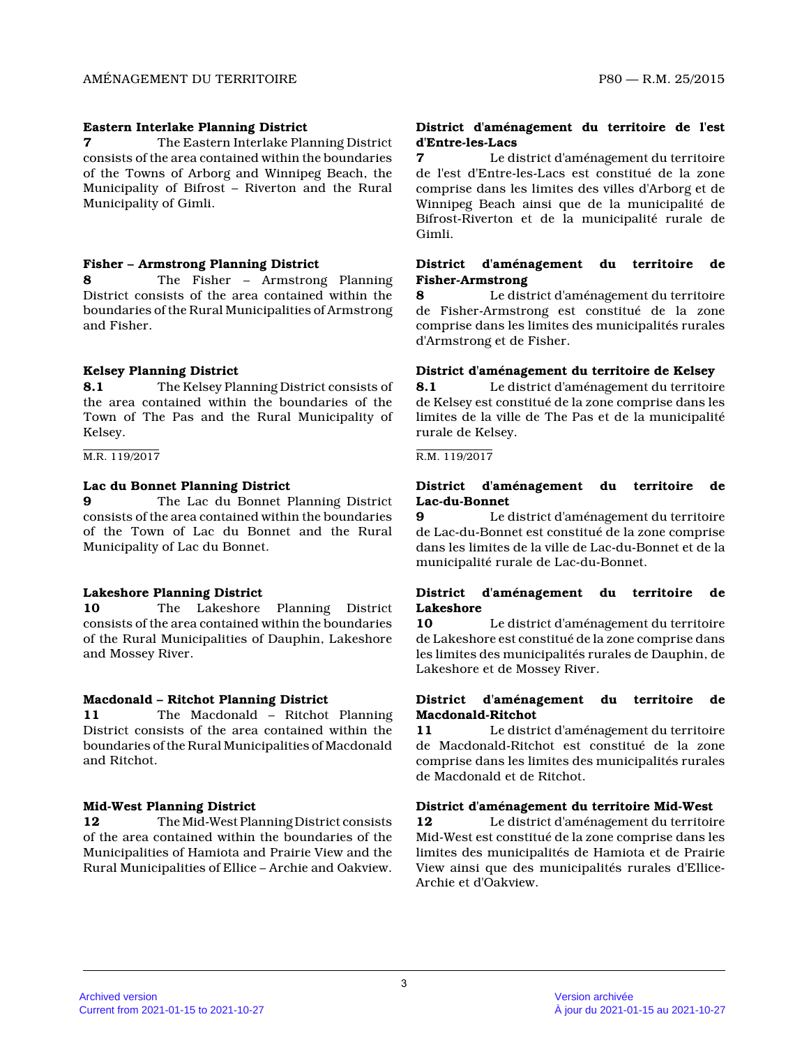**Eastern Interlake Planning District**

**7** The Eastern Interlake Planning District consists of the area contained within the boundaries of the Towns of Arborg and Winnipeg Beach, the Municipality of Bifrost – Riverton and the Rural Municipality of Gimli.

**Fisher – Armstrong Planning District**

**8** The Fisher – Armstrong Planning District consists of the area contained within the boundaries of the Rural Municipalities of Armstrong and Fisher.

**Kelsey Planning District**

**8.1** The Kelsey Planning District consists of the area contained within the boundaries of the Town of The Pas and the Rural Municipality of Kelsey.

M.R. 119/2017

**Lac du Bonnet Planning District**

**9** The Lac du Bonnet Planning District consists of the area contained within the boundaries of the Town of Lac du Bonnet and the Rural Municipality of Lac du Bonnet.

**Lakeshore Planning District**

**10** The Lakeshore Planning District consists of the area contained within the boundaries of the Rural Municipalities of Dauphin, Lakeshore and Mossey River.

**Macdonald – Ritchot Planning District**

**11** The Macdonald – Ritchot Planning District consists of the area contained within the boundaries of the Rural Municipalities of Macdonald and Ritchot.

**Mid-West Planning District**

**12** The Mid-West Planning District consists of the area contained within the boundaries of the Municipalities of Hamiota and Prairie View and the Rural Municipalities of Ellice – Archie and Oakview.

**District d'aménagement du territoire de l'est d'Entre-les-Lacs**

**7** Le district d'aménagement du territoire de l'est d'Entre-les-Lacs est constitué de la zone comprise dans les limites des villes d'Arborg et de Winnipeg Beach ainsi que de la municipalité de Bifrost-Riverton et de la municipalité rurale de Gimli.

**District d'aménagement du territoire de Fisher-Armstrong**

**8** Le district d'aménagement du territoire de Fisher-Armstrong est constitué de la zone comprise dans les limites des municipalités rurales d'Armstrong et de Fisher.

**District d'aménagement du territoire de Kelsey**

**8.1** Le district d'aménagement du territoire de Kelsey est constitué de la zone comprise dans les limites de la ville de The Pas et de la municipalité rurale de Kelsey.

R.M. 119/2017

**District d'aménagement du territoire de Lac-du-Bonnet**

**9** Le district d'aménagement du territoire de Lac-du-Bonnet est constitué de la zone comprise dans les limites de la ville de Lac-du-Bonnet et de la municipalité rurale de Lac-du-Bonnet.

**District d'aménagement du territoire de Lakeshore**

**10** Le district d'aménagement du territoire de Lakeshore est constitué de la zone comprise dans les limites des municipalités rurales de Dauphin, de Lakeshore et de Mossey River.

**District d'aménagement du territoire de Macdonald-Ritchot**

**11** Le district d'aménagement du territoire de Macdonald-Ritchot est constitué de la zone comprise dans les limites des municipalités rurales de Macdonald et de Ritchot.

**District d'aménagement du territoire Mid-West**

**12** Le district d'aménagement du territoire Mid-West est constitué de la zone comprise dans les limites des municipalités de Hamiota et de Prairie View ainsi que des municipalités rurales d'Ellice-Archie et d'Oakview.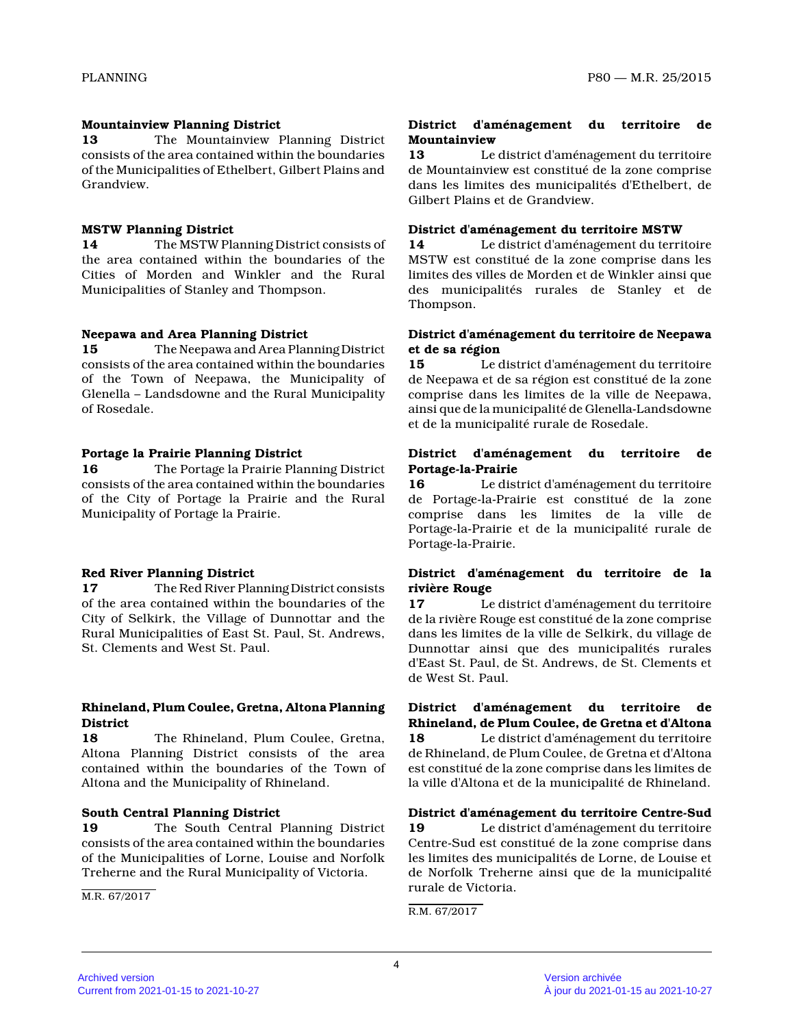**Mountainview Planning District**

**13** The Mountainview Planning District consists of the area contained within the boundaries of the Municipalities of Ethelbert, Gilbert Plains and Grandview.

**MSTW Planning District**

**14** The MSTW Planning District consists of the area contained within the boundaries of the Cities of Morden and Winkler and the Rural Municipalities of Stanley and Thompson.

**Neepawa and Area Planning District**

**15** The Neepawa and Area Planning District consists of the area contained within the boundaries of the Town of Neepawa, the Municipality of Glenella – Landsdowne and the Rural Municipality of Rosedale.

**Portage la Prairie Planning District**

**16** The Portage la Prairie Planning District consists of the area contained within the boundaries of the City of Portage la Prairie and the Rural Municipality of Portage la Prairie.

**Red River Planning District**

**17** The Red River Planning District consists of the area contained within the boundaries of the City of Selkirk, the Village of Dunnottar and the Rural Municipalities of East St. Paul, St. Andrews, St. Clements and West St. Paul.

**Rhineland, Plum Coulee, Gretna, Altona Planning District**

**18** The Rhineland, Plum Coulee, Gretna, Altona Planning District consists of the area contained within the boundaries of the Town of Altona and the Municipality of Rhineland.

**South Central Planning District**

**19** The South Central Planning District consists of the area contained within the boundaries of the Municipalities of Lorne, Louise and Norfolk Treherne and the Rural Municipality of Victoria.

M.R. 67/2017

**District d'aménagement du territoire de Mountainview**

**13** Le district d'aménagement du territoire de Mountainview est constitué de la zone comprise dans les limites des municipalités d'Ethelbert, de Gilbert Plains et de Grandview.

**District d'aménagement du territoire MSTW**

**14** Le district d'aménagement du territoire MSTW est constitué de la zone comprise dans les limites des villes de Morden et de Winkler ainsi que des municipalités rurales de Stanley et de Thompson.

**District d'aménagement du territoire de Neepawa et de sa région**

**15** Le district d'aménagement du territoire de Neepawa et de sa région est constitué de la zone comprise dans les limites de la ville de Neepawa, ainsi que de la municipalité de Glenella-Landsdowne et de la municipalité rurale de Rosedale.

**District d'aménagement du territoire de Portage-la-Prairie**

**16** Le district d'aménagement du territoire de Portage-la-Prairie est constitué de la zone comprise dans les limites de la ville de Portage-la-Prairie et de la municipalité rurale de Portage-la-Prairie.

**District d'aménagement du territoire de la rivière Rouge**

**17** Le district d'aménagement du territoire de la rivière Rouge est constitué de la zone comprise dans les limites de la ville de Selkirk, du village de Dunnottar ainsi que des municipalités rurales d'East St. Paul, de St. Andrews, de St. Clements et de West St. Paul.

**District d'aménagement du territoire de Rhineland, de Plum Coulee, de Gretna et d'Altona**

**18** Le district d'aménagement du territoire de Rhineland, de Plum Coulee, de Gretna et d'Altona est constitué de la zone comprise dans les limites de la ville d'Altona et de la municipalité de Rhineland.

**District d'aménagement du territoire Centre-Sud**

**19** Le district d'aménagement du territoire Centre-Sud est constitué de la zone comprise dans les limites des municipalités de Lorne, de Louise et de Norfolk Treherne ainsi que de la municipalité rurale de Victoria.

R.M. 67/2017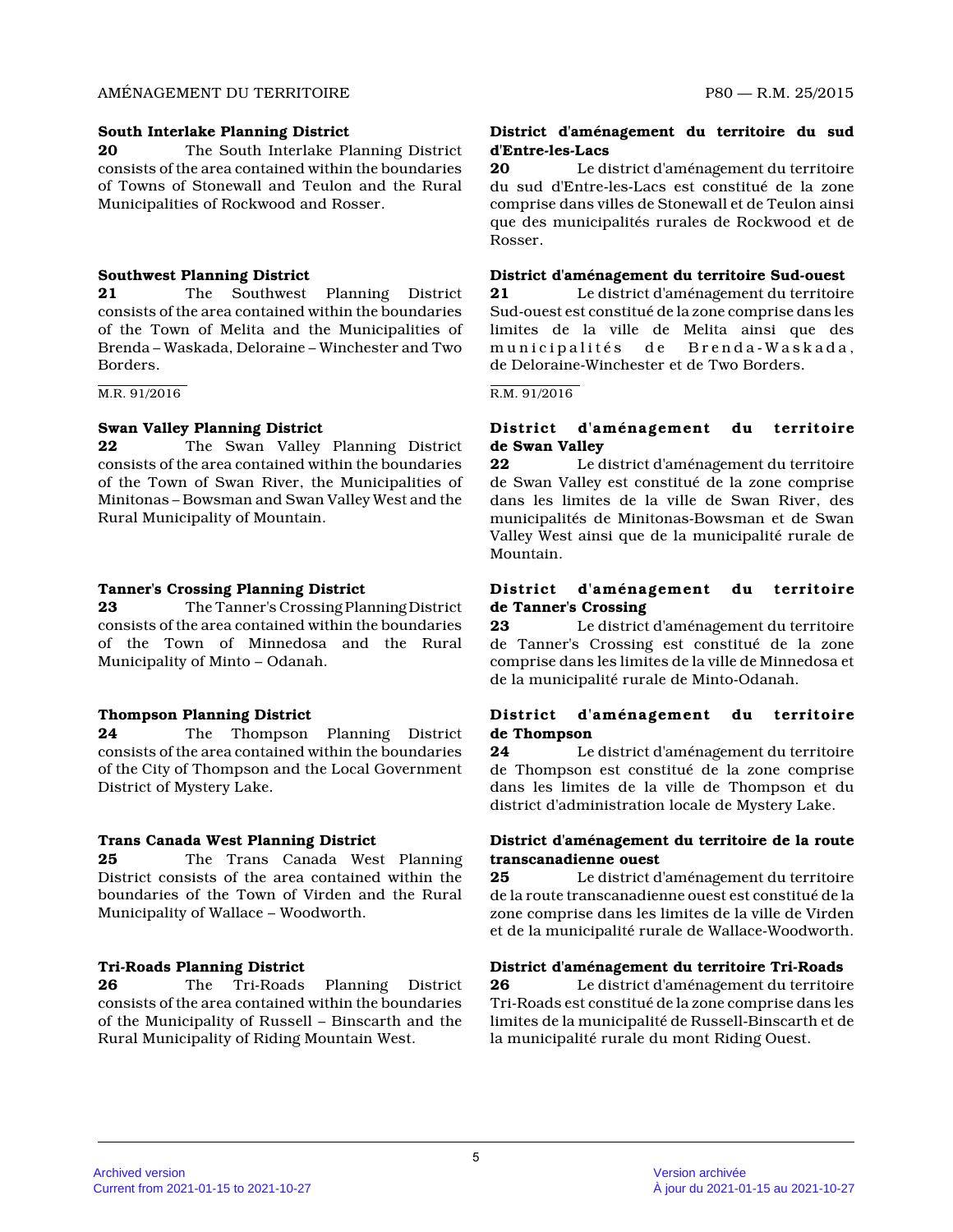**South Interlake Planning District**

**20** The South Interlake Planning District consists of the area contained within the boundaries of Towns of Stonewall and Teulon and the Rural Municipalities of Rockwood and Rosser.

**District d'aménagement du territoire du sud d'Entre-les-Lacs**

**20** Le district d'aménagement du territoire du sud d'Entre-les-Lacs est constitué de la zone comprise dans villes de Stonewall et de Teulon ainsi que des municipalités rurales de Rockwood et de Rosser.

**Southwest Planning District**

**21** The Southwest Planning District consists of the area contained within the boundaries of the Town of Melita and the Municipalities of Brenda – Waskada, Deloraine – Winchester and Two Borders.

M.R. 91/2016

**District d'aménagement du territoire Sud-ouest**

**21** Le district d'aménagement du territoire Sud-ouest est constitué de la zone comprise dans les limites de la ville de Melita ainsi que des municipalités de Brenda-Waskada, de Deloraine-Winchester et de Two Borders.

R.M. 91/2016

**Swan Valley Planning District**

**22** The Swan Valley Planning District consists of the area contained within the boundaries of the Town of Swan River, the Municipalities of Minitonas – Bowsman and Swan Valley West and the Rural Municipality of Mountain.

**District d'aménagement du territoire de Swan Valley**

**22** Le district d'aménagement du territoire de Swan Valley est constitué de la zone comprise dans les limites de la ville de Swan River, des municipalités de Minitonas-Bowsman et de Swan Valley West ainsi que de la municipalité rurale de Mountain.

**Tanner's Crossing Planning District**

**23** The Tanner's Crossing Planning District consists of the area contained within the boundaries of the Town of Minnedosa and the Rural Municipality of Minto – Odanah.

**District d'aménagement du territoire de Tanner's Crossing**

**23** Le district d'aménagement du territoire de Tanner's Crossing est constitué de la zone comprise dans les limites de la ville de Minnedosa et de la municipalité rurale de Minto-Odanah.

**Thompson Planning District**

**24** The Thompson Planning District consists of the area contained within the boundaries of the City of Thompson and the Local Government District of Mystery Lake.

**District d'aménagement du territoire de Thompson**

**24** Le district d'aménagement du territoire de Thompson est constitué de la zone comprise dans les limites de la ville de Thompson et du district d'administration locale de Mystery Lake.

**Trans Canada West Planning District**

**25** The Trans Canada West Planning District consists of the area contained within the boundaries of the Town of Virden and the Rural Municipality of Wallace – Woodworth.

**District d'aménagement du territoire de la route transcanadienne ouest**

**25** Le district d'aménagement du territoire de la route transcanadienne ouest est constitué de la zone comprise dans les limites de la ville de Virden et de la municipalité rurale de Wallace-Woodworth.

**Tri-Roads Planning District**

**26** The Tri-Roads Planning District consists of the area contained within the boundaries of the Municipality of Russell – Binscarth and the Rural Municipality of Riding Mountain West.

**District d'aménagement du territoire Tri-Roads**

**26** Le district d'aménagement du territoire Tri-Roads est constitué de la zone comprise dans les limites de la municipalité de Russell-Binscarth et de la municipalité rurale du mont Riding Ouest.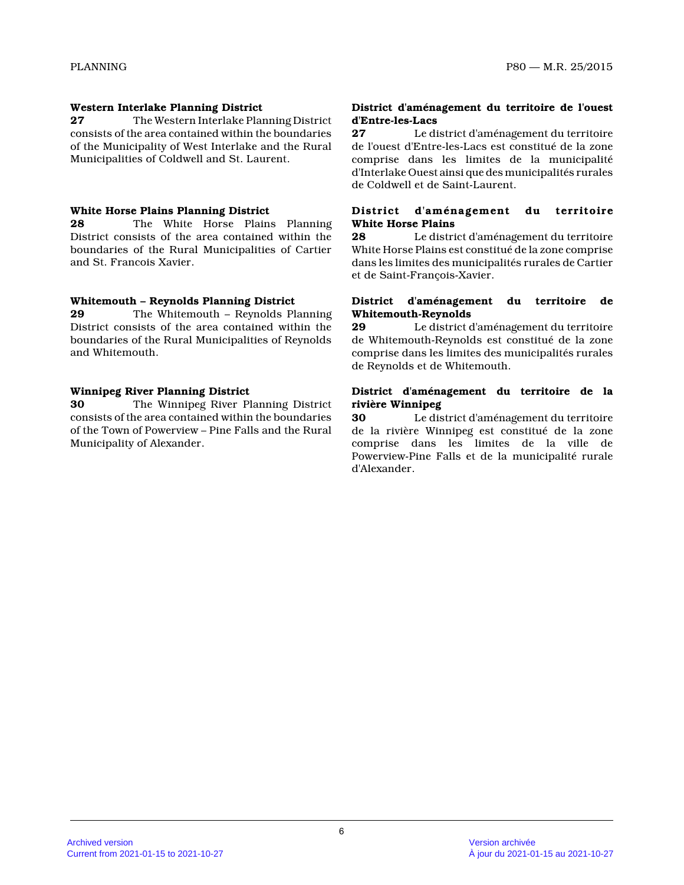**Western Interlake Planning District**

**27** The Western Interlake Planning District consists of the area contained within the boundaries of the Municipality of West Interlake and the Rural Municipalities of Coldwell and St. Laurent.

**District d'aménagement du territoire de l'ouest d'Entre-les-Lacs**

**27** Le district d'aménagement du territoire de l'ouest d'Entre-les-Lacs est constitué de la zone comprise dans les limites de la municipalité d'Interlake Ouest ainsi que des municipalités rurales de Coldwell et de Saint-Laurent.

**White Horse Plains Planning District**

**28** The White Horse Plains Planning District consists of the area contained within the boundaries of the Rural Municipalities of Cartier and St. Francois Xavier.

**District d'aménagement du territoire White Horse Plains**

**28** Le district d'aménagement du territoire White Horse Plains est constitué de la zone comprise dans les limites des municipalités rurales de Cartier et de Saint-François-Xavier.

**Whitemouth – Reynolds Planning District**

**29** The Whitemouth – Reynolds Planning District consists of the area contained within the boundaries of the Rural Municipalities of Reynolds and Whitemouth.

**District d'aménagement du territoire de Whitemouth-Reynolds**

**29** Le district d'aménagement du territoire de Whitemouth-Reynolds est constitué de la zone comprise dans les limites des municipalités rurales de Reynolds et de Whitemouth.

**Winnipeg River Planning District**

**30** The Winnipeg River Planning District consists of the area contained within the boundaries of the Town of Powerview – Pine Falls and the Rural Municipality of Alexander.

**District d'aménagement du territoire de la rivière Winnipeg**

**30** Le district d'aménagement du territoire de la rivière Winnipeg est constitué de la zone comprise dans les limites de la ville de Powerview-Pine Falls et de la municipalité rurale d'Alexander.